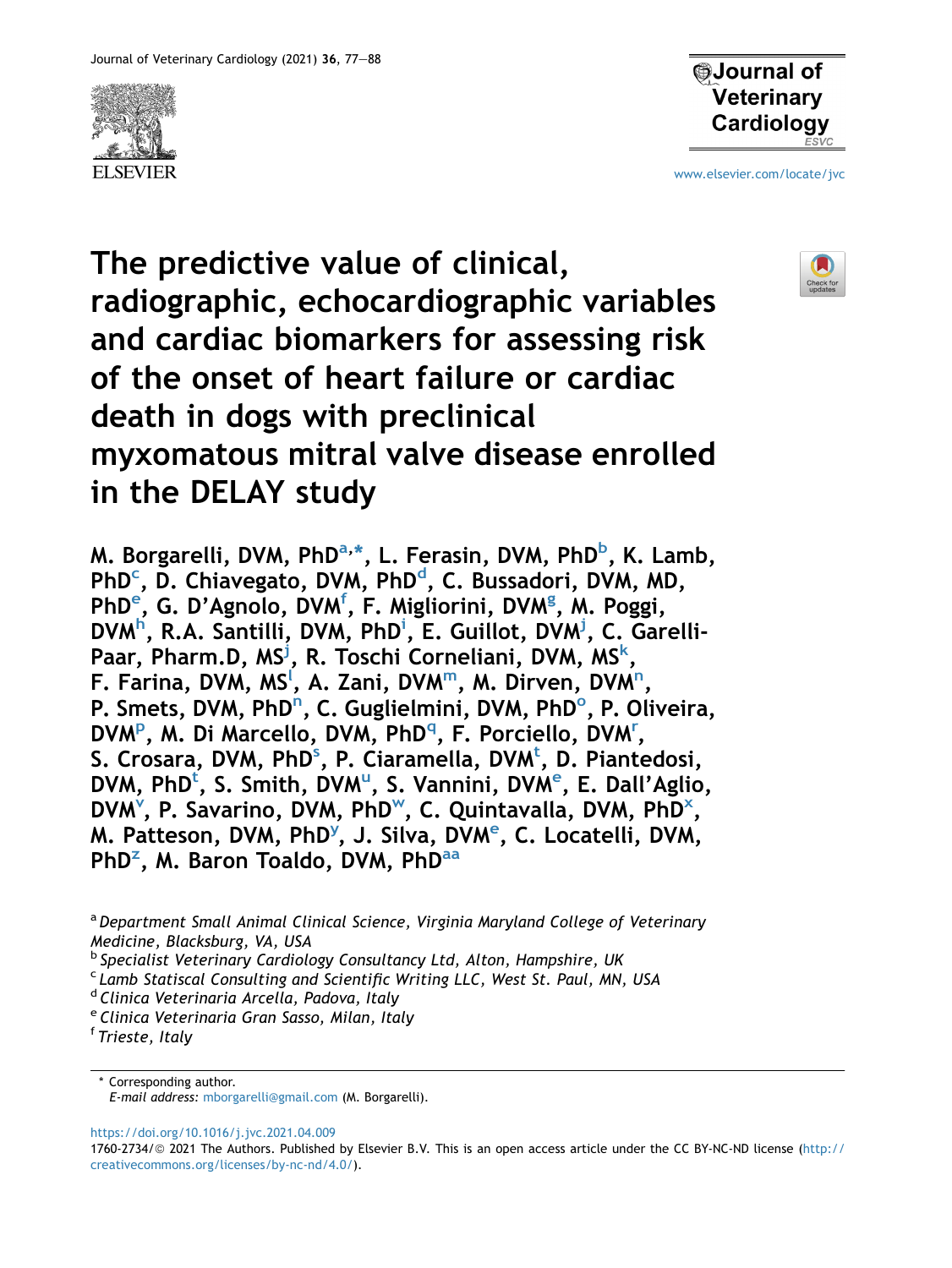# The predictive value of clinical, radiographic, echocardiographic variables and cardiac biomarkers for assessing risk of the onset of heart failure or cardiac death in dogs with preclinical myxomatous mitral valve disease enrolled in the DELAY study

**M. Borgarelli, DVM, PhD[a,*], L. Ferasin, DVM, PhD[b], K. Lamb, PhD[c], D. Chiavegato, DVM, PhD[d], C. Bussadori, DVM, MD, PhD[e], G. D'Agnolo, DVM[f], F. Migliorini, DVM[g], M. Poggi, DVM[h], R.A. Santilli, DVM, PhD[i], E. Guillot, DVM[j], C. Garelli-Paar, Pharm.D, MS[j], R. Toschi Corneliani, DVM, MS[k], F. Farina, DVM, MS[l], A. Zani, DVM[m], M. Dirven, DVM[n], P. Smets, DVM, PhD[n], C. Guglielmini, DVM, PhD[o], P. Oliveira, DVM[p], M. Di Marcello, DVM, PhD[q], F. Porciello, DVM[r], S. Crosara, DVM, PhD[s], P. Ciaramella, DVM[t], D. Piantedosi, DVM, PhD[t], S. Smith, DVM[u], S. Vannini, DVM[e], E. Dall'Aglio, DVM[v], P. Savarino, DVM, PhD[w], C. Quintavalla, DVM, PhD[x], M. Patteson, DVM, PhD[y], J. Silva, DVM[e], C. Locatelli, DVM, PhD[z], M. Baron Toaldo, DVM, PhD[aa]**

[a] *Department Small Animal Clinical Science, Virginia Maryland College of Veterinary Medicine, Blacksburg, VA, USA*
[b] *Specialist Veterinary Cardiology Consultancy Ltd, Alton, Hampshire, UK*
[c] *Lamb Statiscal Consulting and Scientific Writing LLC, West St. Paul, MN, USA*
[d] *Clinica Veterinaria Arcella, Padova, Italy*
[e] *Clinica Veterinaria Gran Sasso, Milan, Italy*
[f] *Trieste, Italy*

\* Corresponding author.
*E-mail address:* mborgarelli@gmail.com (M. Borgarelli).

https://doi.org/10.1016/j.jvc.2021.04.009
1760-2734/© 2021 The Authors. Published by Elsevier B.V. This is an open access article under the CC BY-NC-ND license (http://creativecommons.org/licenses/by-nc-nd/4.0/).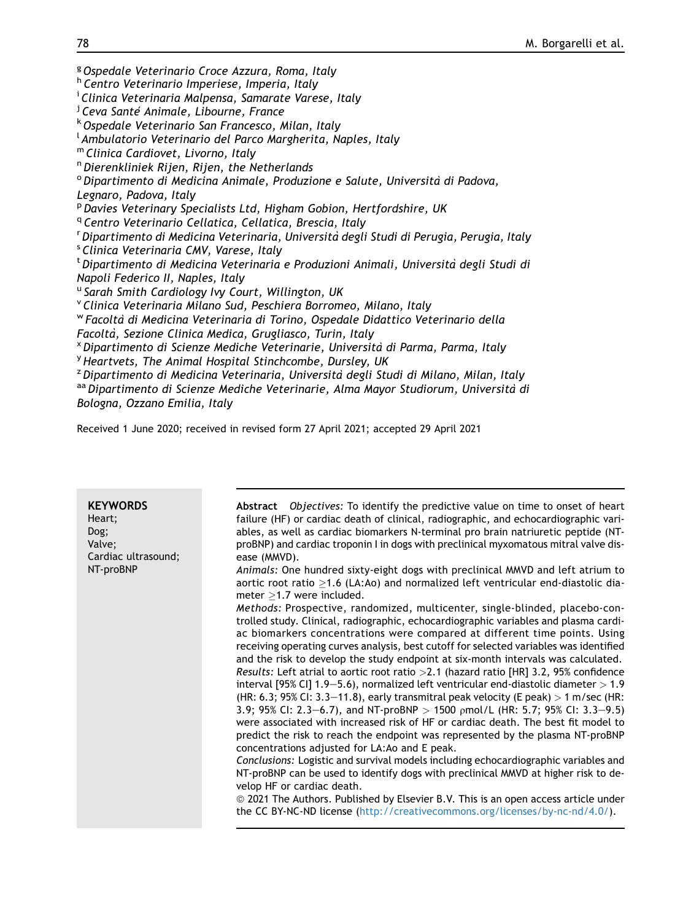[g] Ospedale Veterinario Croce Azzura, Roma, Italy
[h] Centro Veterinario Imperiese, Imperia, Italy
[i] Clinica Veterinaria Malpensa, Samarate Varese, Italy
[j] Ceva Santé Animale, Libourne, France
[k] Ospedale Veterinario San Francesco, Milan, Italy
[l] Ambulatorio Veterinario del Parco Margherita, Naples, Italy
[m] Clinica Cardiovet, Livorno, Italy
[n] Dierenkliniek Rijen, Rijen, the Netherlands
[o] Dipartimento di Medicina Animale, Produzione e Salute, Università di Padova, Legnaro, Padova, Italy
[p] Davies Veterinary Specialists Ltd, Higham Gobion, Hertfordshire, UK
[q] Centro Veterinario Cellatica, Cellatica, Brescia, Italy
[r] Dipartimento di Medicina Veterinaria, Università degli Studi di Perugia, Perugia, Italy
[s] Clinica Veterinaria CMV, Varese, Italy
[t] Dipartimento di Medicina Veterinaria e Produzioni Animali, Università degli Studi di Napoli Federico II, Naples, Italy
[u] Sarah Smith Cardiology Ivy Court, Willington, UK
[v] Clinica Veterinaria Milano Sud, Peschiera Borromeo, Milano, Italy
[w] Facoltà di Medicina Veterinaria di Torino, Ospedale Didattico Veterinario della Facoltà, Sezione Clinica Medica, Grugliasco, Turin, Italy
[x] Dipartimento di Scienze Mediche Veterinarie, Università di Parma, Parma, Italy
[y] Heartvets, The Animal Hospital Stinchcombe, Dursley, UK
[z] Dipartimento di Medicina Veterinaria, Università degli Studi di Milano, Milan, Italy
[aa] Dipartimento di Scienze Mediche Veterinarie, Alma Mayor Studiorum, Università di Bologna, Ozzano Emilia, Italy

Received 1 June 2020; received in revised form 27 April 2021; accepted 29 April 2021

**KEYWORDS**
Heart;
Dog;
Valve;
Cardiac ultrasound;
NT-proBNP

**Abstract** *Objectives:* To identify the predictive value on time to onset of heart failure (HF) or cardiac death of clinical, radiographic, and echocardiographic variables, as well as cardiac biomarkers N-terminal pro brain natriuretic peptide (NT-proBNP) and cardiac troponin I in dogs with preclinical myxomatous mitral valve disease (MMVD).

*Animals:* One hundred sixty-eight dogs with preclinical MMVD and left atrium to aortic root ratio $\geq$1.6 (LA:Ao) and normalized left ventricular end-diastolic diameter $\geq$1.7 were included.

*Methods:* Prospective, randomized, multicenter, single-blinded, placebo-controlled study. Clinical, radiographic, echocardiographic variables and plasma cardiac biomarkers concentrations were compared at different time points. Using receiving operating curves analysis, best cutoff for selected variables was identified and the risk to develop the study endpoint at six-month intervals was calculated.

*Results:* Left atrial to aortic root ratio >2.1 (hazard ratio [HR] 3.2, 95% confidence interval [95% CI] 1.9–5.6), normalized left ventricular end-diastolic diameter > 1.9 (HR: 6.3; 95% CI: 3.3–11.8), early transmitral peak velocity (E peak) > 1 m/sec (HR: 3.9; 95% CI: 2.3–6.7), and NT-proBNP > 1500 ρmol/L (HR: 5.7; 95% CI: 3.3–9.5) were associated with increased risk of HF or cardiac death. The best fit model to predict the risk to reach the endpoint was represented by the plasma NT-proBNP concentrations adjusted for LA:Ao and E peak.

*Conclusions:* Logistic and survival models including echocardiographic variables and NT-proBNP can be used to identify dogs with preclinical MMVD at higher risk to develop HF or cardiac death.

© 2021 The Authors. Published by Elsevier B.V. This is an open access article under the CC BY-NC-ND license (http://creativecommons.org/licenses/by-nc-nd/4.0/).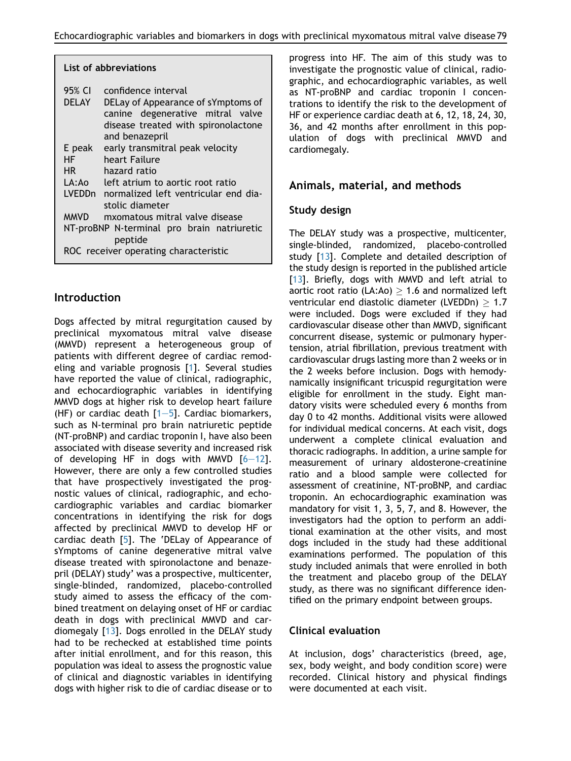**List of abbreviations**

| | |
|---|---|
| 95% CI | confidence interval |
| DELAY | DELay of Appearance of sYmptoms of canine degenerative mitral valve disease treated with spironolactone and benazepril |
| E peak | early transmitral peak velocity |
| HF | heart Failure |
| HR | hazard ratio |
| LA:Ao | left atrium to aortic root ratio |
| LVEDDn | normalized left ventricular end diastolic diameter |
| MMVD | mxomatous mitral valve disease |
| NT-proBNP | N-terminal pro brain natriuretic peptide |
| ROC | receiver operating characteristic |

## Introduction

Dogs affected by mitral regurgitation caused by preclinical myxomatous mitral valve disease (MMVD) represent a heterogeneous group of patients with different degree of cardiac remodeling and variable prognosis [1]. Several studies have reported the value of clinical, radiographic, and echocardiographic variables in identifying MMVD dogs at higher risk to develop heart failure (HF) or cardiac death [1–5]. Cardiac biomarkers, such as N-terminal pro brain natriuretic peptide (NT-proBNP) and cardiac troponin I, have also been associated with disease severity and increased risk of developing HF in dogs with MMVD [6–12]. However, there are only a few controlled studies that have prospectively investigated the prognostic values of clinical, radiographic, and echocardiographic variables and cardiac biomarker concentrations in identifying the risk for dogs affected by preclinical MMVD to develop HF or cardiac death [5]. The 'DELay of Appearance of sYmptoms of canine degenerative mitral valve disease treated with spironolactone and benazepril (DELAY) study' was a prospective, multicenter, single-blinded, randomized, placebo-controlled study aimed to assess the efficacy of the combined treatment on delaying onset of HF or cardiac death in dogs with preclinical MMVD and cardiomegaly [13]. Dogs enrolled in the DELAY study had to be rechecked at established time points after initial enrollment, and for this reason, this population was ideal to assess the prognostic value of clinical and diagnostic variables in identifying dogs with higher risk to die of cardiac disease or to progress into HF. The aim of this study was to investigate the prognostic value of clinical, radiographic, and echocardiographic variables, as well as NT-proBNP and cardiac troponin I concentrations to identify the risk to the development of HF or experience cardiac death at 6, 12, 18, 24, 30, 36, and 42 months after enrollment in this population of dogs with preclinical MMVD and cardiomegaly.

## Animals, material, and methods

### Study design

The DELAY study was a prospective, multicenter, single-blinded, randomized, placebo-controlled study [13]. Complete and detailed description of the study design is reported in the published article [13]. Briefly, dogs with MMVD and left atrial to aortic root ratio (LA:Ao) $\geq$ 1.6 and normalized left ventricular end diastolic diameter (LVEDDn) $\geq$ 1.7 were included. Dogs were excluded if they had cardiovascular disease other than MMVD, significant concurrent disease, systemic or pulmonary hypertension, atrial fibrillation, previous treatment with cardiovascular drugs lasting more than 2 weeks or in the 2 weeks before inclusion. Dogs with hemodynamically insignificant tricuspid regurgitation were eligible for enrollment in the study. Eight mandatory visits were scheduled every 6 months from day 0 to 42 months. Additional visits were allowed for individual medical concerns. At each visit, dogs underwent a complete clinical evaluation and thoracic radiographs. In addition, a urine sample for measurement of urinary aldosterone-creatinine ratio and a blood sample were collected for assessment of creatinine, NT-proBNP, and cardiac troponin. An echocardiographic examination was mandatory for visit 1, 3, 5, 7, and 8. However, the investigators had the option to perform an additional examination at the other visits, and most dogs included in the study had these additional examinations performed. The population of this study included animals that were enrolled in both the treatment and placebo group of the DELAY study, as there was no significant difference identified on the primary endpoint between groups.

### Clinical evaluation

At inclusion, dogs' characteristics (breed, age, sex, body weight, and body condition score) were recorded. Clinical history and physical findings were documented at each visit.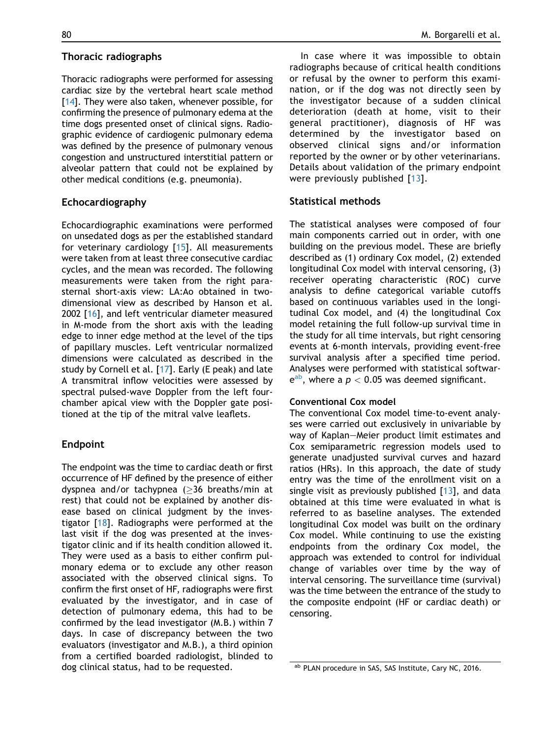## Thoracic radiographs

Thoracic radiographs were performed for assessing cardiac size by the vertebral heart scale method [14]. They were also taken, whenever possible, for confirming the presence of pulmonary edema at the time dogs presented onset of clinical signs. Radiographic evidence of cardiogenic pulmonary edema was defined by the presence of pulmonary venous congestion and unstructured interstitial pattern or alveolar pattern that could not be explained by other medical conditions (e.g. pneumonia).

## Echocardiography

Echocardiographic examinations were performed on unsedated dogs as per the established standard for veterinary cardiology [15]. All measurements were taken from at least three consecutive cardiac cycles, and the mean was recorded. The following measurements were taken from the right parasternal short-axis view: LA:Ao obtained in two-dimensional view as described by Hanson et al. 2002 [16], and left ventricular diameter measured in M-mode from the short axis with the leading edge to inner edge method at the level of the tips of papillary muscles. Left ventricular normalized dimensions were calculated as described in the study by Cornell et al. [17]. Early (E peak) and late A transmitral inflow velocities were assessed by spectral pulsed-wave Doppler from the left four-chamber apical view with the Doppler gate positioned at the tip of the mitral valve leaflets.

## Endpoint

The endpoint was the time to cardiac death or first occurrence of HF defined by the presence of either dyspnea and/or tachypnea ($\geq$36 breaths/min at rest) that could not be explained by another disease based on clinical judgment by the investigator [18]. Radiographs were performed at the last visit if the dog was presented at the investigator clinic and if its health condition allowed it. They were used as a basis to either confirm pulmonary edema or to exclude any other reason associated with the observed clinical signs. To confirm the first onset of HF, radiographs were first evaluated by the investigator, and in case of detection of pulmonary edema, this had to be confirmed by the lead investigator (M.B.) within 7 days. In case of discrepancy between the two evaluators (investigator and M.B.), a third opinion from a certified boarded radiologist, blinded to dog clinical status, had to be requested.

In case where it was impossible to obtain radiographs because of critical health conditions or refusal by the owner to perform this examination, or if the dog was not directly seen by the investigator because of a sudden clinical deterioration (death at home, visit to their general practitioner), diagnosis of HF was determined by the investigator based on observed clinical signs and/or information reported by the owner or by other veterinarians. Details about validation of the primary endpoint were previously published [13].

## Statistical methods

The statistical analyses were composed of four main components carried out in order, with one building on the previous model. These are briefly described as (1) ordinary Cox model, (2) extended longitudinal Cox model with interval censoring, (3) receiver operating characteristic (ROC) curve analysis to define categorical variable cutoffs based on continuous variables used in the longitudinal Cox model, and (4) the longitudinal Cox model retaining the full follow-up survival time in the study for all time intervals, but right censoring events at 6-month intervals, providing event-free survival analysis after a specified time period. Analyses were performed with statistical software[ab], where a $p < 0.05$ was deemed significant.

### Conventional Cox model

The conventional Cox model time-to-event analyses were carried out exclusively in univariable by way of Kaplan—Meier product limit estimates and Cox semiparametric regression models used to generate unadjusted survival curves and hazard ratios (HRs). In this approach, the date of study entry was the time of the enrollment visit on a single visit as previously published [13], and data obtained at this time were evaluated in what is referred to as baseline analyses. The extended longitudinal Cox model was built on the ordinary Cox model. While continuing to use the existing endpoints from the ordinary Cox model, the approach was extended to control for individual change of variables over time by the way of interval censoring. The surveillance time (survival) was the time between the entrance of the study to the composite endpoint (HF or cardiac death) or censoring.

[ab] PLAN procedure in SAS, SAS Institute, Cary NC, 2016.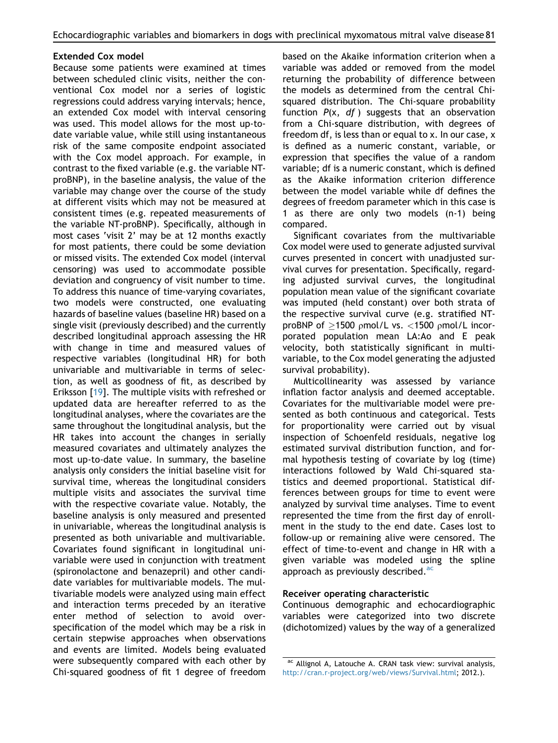### Extended Cox model

Because some patients were examined at times between scheduled clinic visits, neither the conventional Cox model nor a series of logistic regressions could address varying intervals; hence, an extended Cox model with interval censoring was used. This model allows for the most up-to-date variable value, while still using instantaneous risk of the same composite endpoint associated with the Cox model approach. For example, in contrast to the fixed variable (e.g. the variable NT-proBNP), in the baseline analysis, the value of the variable may change over the course of the study at different visits which may not be measured at consistent times (e.g. repeated measurements of the variable NT-proBNP). Specifically, although in most cases 'visit 2' may be at 12 months exactly for most patients, there could be some deviation or missed visits. The extended Cox model (interval censoring) was used to accommodate possible deviation and congruency of visit number to time. To address this nuance of time-varying covariates, two models were constructed, one evaluating hazards of baseline values (baseline HR) based on a single visit (previously described) and the currently described longitudinal approach assessing the HR with change in time and measured values of respective variables (longitudinal HR) for both univariable and multivariable in terms of selection, as well as goodness of fit, as described by Eriksson [19]. The multiple visits with refreshed or updated data are hereafter referred to as the longitudinal analyses, where the covariates are the same throughout the longitudinal analysis, but the HR takes into account the changes in serially measured covariates and ultimately analyzes the most up-to-date value. In summary, the baseline analysis only considers the initial baseline visit for survival time, whereas the longitudinal considers multiple visits and associates the survival time with the respective covariate value. Notably, the baseline analysis is only measured and presented in univariable, whereas the longitudinal analysis is presented as both univariable and multivariable. Covariates found significant in longitudinal univariable were used in conjunction with treatment (spironolactone and benazepril) and other candidate variables for multivariable models. The multivariable models were analyzed using main effect and interaction terms preceded by an iterative enter method of selection to avoid over-specification of the model which may be a risk in certain stepwise approaches when observations and events are limited. Models being evaluated were subsequently compared with each other by Chi-squared goodness of fit 1 degree of freedom based on the Akaike information criterion when a variable was added or removed from the model returning the probability of difference between the models as determined from the central Chi-squared distribution. The Chi-square probability function *P*(x, *df* ) suggests that an observation from a Chi-square distribution, with degrees of freedom df, is less than or equal to x. In our case, x is defined as a numeric constant, variable, or expression that specifies the value of a random variable; df is a numeric constant, which is defined as the Akaike information criterion difference between the model variable while df defines the degrees of freedom parameter which in this case is 1 as there are only two models (n-1) being compared.

Significant covariates from the multivariable Cox model were used to generate adjusted survival curves presented in concert with unadjusted survival curves for presentation. Specifically, regarding adjusted survival curves, the longitudinal population mean value of the significant covariate was imputed (held constant) over both strata of the respective survival curve (e.g. stratified NT-proBNP of $\geq$1500 ρmol/L vs. <1500 ρmol/L incorporated population mean LA:Ao and E peak velocity, both statistically significant in multivariable, to the Cox model generating the adjusted survival probability).

Multicollinearity was assessed by variance inflation factor analysis and deemed acceptable. Covariates for the multivariable model were presented as both continuous and categorical. Tests for proportionality were carried out by visual inspection of Schoenfeld residuals, negative log estimated survival distribution function, and formal hypothesis testing of covariate by log (time) interactions followed by Wald Chi-squared statistics and deemed proportional. Statistical differences between groups for time to event were analyzed by survival time analyses. Time to event represented the time from the first day of enrollment in the study to the end date. Cases lost to follow-up or remaining alive were censored. The effect of time-to-event and change in HR with a given variable was modeled using the spline approach as previously described.[ac]

### Receiver operating characteristic

Continuous demographic and echocardiographic variables were categorized into two discrete (dichotomized) values by the way of a generalized

[ac] Allignol A, Latouche A. CRAN task view: survival analysis, http://cran.r-project.org/web/views/Survival.html; 2012.).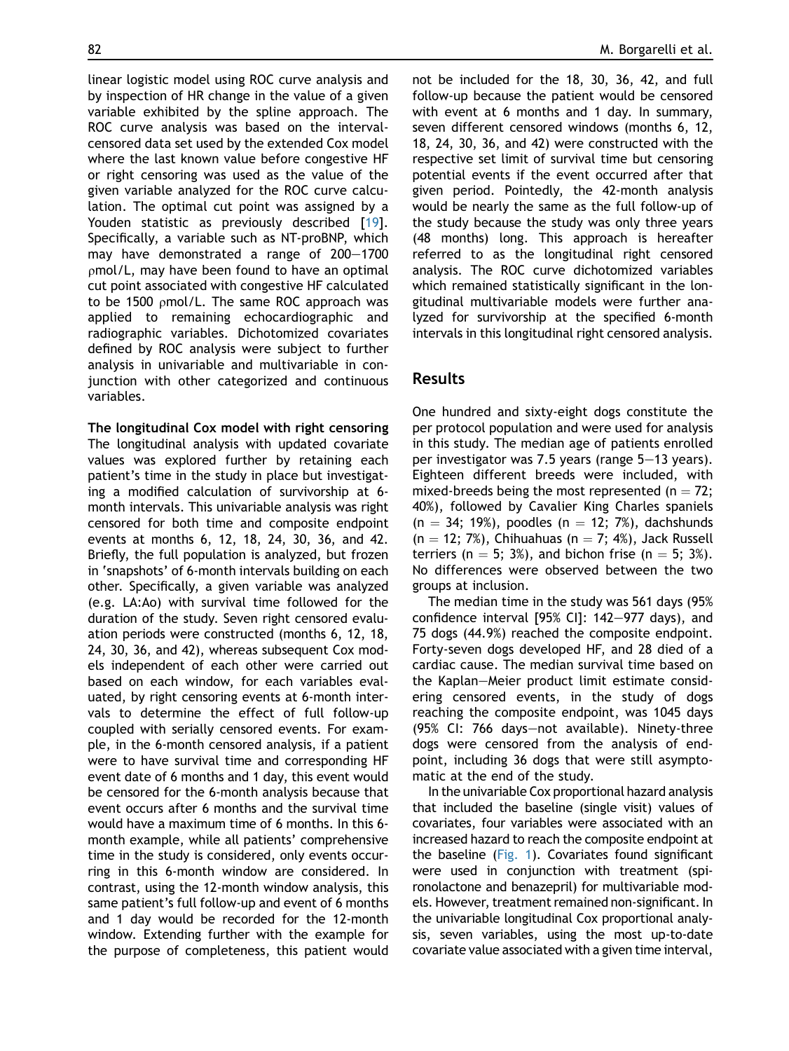linear logistic model using ROC curve analysis and by inspection of HR change in the value of a given variable exhibited by the spline approach. The ROC curve analysis was based on the interval-censored data set used by the extended Cox model where the last known value before congestive HF or right censoring was used as the value of the given variable analyzed for the ROC curve calculation. The optimal cut point was assigned by a Youden statistic as previously described [19]. Specifically, a variable such as NT-proBNP, which may have demonstrated a range of 200–1700 ρmol/L, may have been found to have an optimal cut point associated with congestive HF calculated to be 1500 ρmol/L. The same ROC approach was applied to remaining echocardiographic and radiographic variables. Dichotomized covariates defined by ROC analysis were subject to further analysis in univariable and multivariable in conjunction with other categorized and continuous variables.

**The longitudinal Cox model with right censoring**

The longitudinal analysis with updated covariate values was explored further by retaining each patient's time in the study in place but investigating a modified calculation of survivorship at 6-month intervals. This univariable analysis was right censored for both time and composite endpoint events at months 6, 12, 18, 24, 30, 36, and 42. Briefly, the full population is analyzed, but frozen in 'snapshots' of 6-month intervals building on each other. Specifically, a given variable was analyzed (e.g. LA:Ao) with survival time followed for the duration of the study. Seven right censored evaluation periods were constructed (months 6, 12, 18, 24, 30, 36, and 42), whereas subsequent Cox models independent of each other were carried out based on each window, for each variables evaluated, by right censoring events at 6-month intervals to determine the effect of full follow-up coupled with serially censored events. For example, in the 6-month censored analysis, if a patient were to have survival time and corresponding HF event date of 6 months and 1 day, this event would be censored for the 6-month analysis because that event occurs after 6 months and the survival time would have a maximum time of 6 months. In this 6-month example, while all patients' comprehensive time in the study is considered, only events occurring in this 6-month window are considered. In contrast, using the 12-month window analysis, this same patient's full follow-up and event of 6 months and 1 day would be recorded for the 12-month window. Extending further with the example for the purpose of completeness, this patient would not be included for the 18, 30, 36, 42, and full follow-up because the patient would be censored with event at 6 months and 1 day. In summary, seven different censored windows (months 6, 12, 18, 24, 30, 36, and 42) were constructed with the respective set limit of survival time but censoring potential events if the event occurred after that given period. Pointedly, the 42-month analysis would be nearly the same as the full follow-up of the study because the study was only three years (48 months) long. This approach is hereafter referred to as the longitudinal right censored analysis. The ROC curve dichotomized variables which remained statistically significant in the longitudinal multivariable models were further analyzed for survivorship at the specified 6-month intervals in this longitudinal right censored analysis.

## Results

One hundred and sixty-eight dogs constitute the per protocol population and were used for analysis in this study. The median age of patients enrolled per investigator was 7.5 years (range 5–13 years). Eighteen different breeds were included, with mixed-breeds being the most represented (n = 72; 40%), followed by Cavalier King Charles spaniels (n = 34; 19%), poodles (n = 12; 7%), dachshunds (n = 12; 7%), Chihuahuas (n = 7; 4%), Jack Russell terriers (n = 5; 3%), and bichon frise (n = 5; 3%). No differences were observed between the two groups at inclusion.

The median time in the study was 561 days (95% confidence interval [95% CI]: 142–977 days), and 75 dogs (44.9%) reached the composite endpoint. Forty-seven dogs developed HF, and 28 died of a cardiac cause. The median survival time based on the Kaplan–Meier product limit estimate considering censored events, in the study of dogs reaching the composite endpoint, was 1045 days (95% CI: 766 days–not available). Ninety-three dogs were censored from the analysis of endpoint, including 36 dogs that were still asymptomatic at the end of the study.

In the univariable Cox proportional hazard analysis that included the baseline (single visit) values of covariates, four variables were associated with an increased hazard to reach the composite endpoint at the baseline (Fig. 1). Covariates found significant were used in conjunction with treatment (spironolactone and benazepril) for multivariable models. However, treatment remained non-significant. In the univariable longitudinal Cox proportional analysis, seven variables, using the most up-to-date covariate value associated with a given time interval,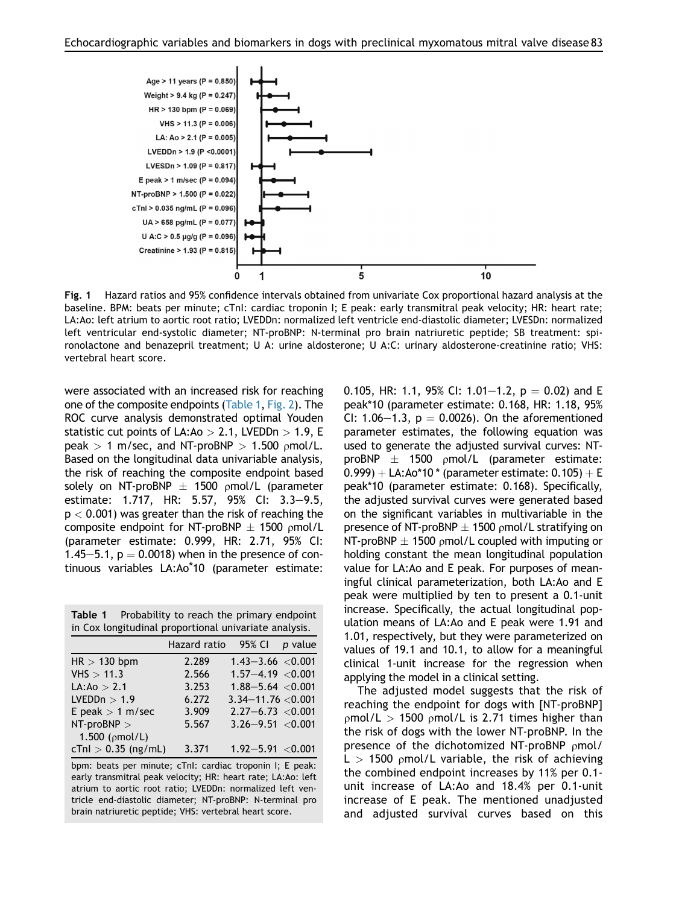Fig. 1 Hazard ratios and 95% confidence intervals obtained from univariate Cox proportional hazard analysis at the baseline. BPM: beats per minute; cTnI: cardiac troponin I; E peak: early transmitral peak velocity; HR: heart rate; LA:Ao: left atrium to aortic root ratio; LVEDDn: normalized left ventricle end-diastolic diameter; LVESDn: normalized left ventricular end-systolic diameter; NT-proBNP: N-terminal pro brain natriuretic peptide; SB treatment: spironolactone and benazepril treatment; U A: urine aldosterone; U A:C: urinary aldosterone-creatinine ratio; VHS: vertebral heart score.

were associated with an increased risk for reaching one of the composite endpoints (Table 1, Fig. 2). The ROC curve analysis demonstrated optimal Youden statistic cut points of LA:Ao > 2.1, LVEDDn > 1.9, E peak > 1 m/sec, and NT-proBNP > 1.500 ρmol/L. Based on the longitudinal data univariable analysis, the risk of reaching the composite endpoint based solely on NT-proBNP ± 1500 ρmol/L (parameter estimate: 1.717, HR: 5.57, 95% CI: 3.3–9.5, $p < 0.001$) was greater than the risk of reaching the composite endpoint for NT-proBNP ± 1500 ρmol/L (parameter estimate: 0.999, HR: 2.71, 95% CI: 1.45–5.1, $p = 0.0018$) when in the presence of continuous variables LA:Ao*10 (parameter estimate: 0.105, HR: 1.1, 95% CI: 1.01–1.2, $p = 0.02$) and E peak*10 (parameter estimate: 0.168, HR: 1.18, 95% CI: 1.06–1.3, $p = 0.0026$). On the aforementioned parameter estimates, the following equation was used to generate the adjusted survival curves: NT-proBNP ± 1500 ρmol/L (parameter estimate: 0.999) + LA:Ao*10 * (parameter estimate: 0.105) + E peak*10 (parameter estimate: 0.168). Specifically, the adjusted survival curves were generated based on the significant variables in multivariable in the presence of NT-proBNP ± 1500 ρmol/L stratifying on NT-proBNP ± 1500 ρmol/L coupled with imputing or holding constant the mean longitudinal population value for LA:Ao and E peak. For purposes of meaningful clinical parameterization, both LA:Ao and E peak were multiplied by ten to present a 0.1-unit increase. Specifically, the actual longitudinal population means of LA:Ao and E peak were 1.91 and 1.01, respectively, but they were parameterized on values of 19.1 and 10.1, to allow for a meaningful clinical 1-unit increase for the regression when applying the model in a clinical setting.

The adjusted model suggests that the risk of reaching the endpoint for dogs with [NT-proBNP] ρmol/L > 1500 ρmol/L is 2.71 times higher than the risk of dogs with the lower NT-proBNP. In the presence of the dichotomized NT-proBNP ρmol/L > 1500 ρmol/L variable, the risk of achieving the combined endpoint increases by 11% per 0.1-unit increase of LA:Ao and 18.4% per 0.1-unit increase of E peak. The mentioned unadjusted and adjusted survival curves based on this

**Table 1** Probability to reach the primary endpoint in Cox longitudinal proportional univariate analysis.

| | Hazard ratio | 95% CI | *p* value |
|---|---|---|---|
| HR > 130 bpm | 2.289 | 1.43–3.66 | <0.001 |
| VHS > 11.3 | 2.566 | 1.57–4.19 | <0.001 |
| LA:Ao > 2.1 | 3.253 | 1.88–5.64 | <0.001 |
| LVEDDn > 1.9 | 6.272 | 3.34–11.76 | <0.001 |
| E peak > 1 m/sec | 3.909 | 2.27–6.73 | <0.001 |
| NT-proBNP > 1.500 (ρmol/L) | 5.567 | 3.26–9.51 | <0.001 |
| cTnI > 0.35 (ng/mL) | 3.371 | 1.92–5.91 | <0.001 |

bpm: beats per minute; cTnI: cardiac troponin I; E peak: early transmitral peak velocity; HR: heart rate; LA:Ao: left atrium to aortic root ratio; LVEDDn: normalized left ventricle end-diastolic diameter; NT-proBNP: N-terminal pro brain natriuretic peptide; VHS: vertebral heart score.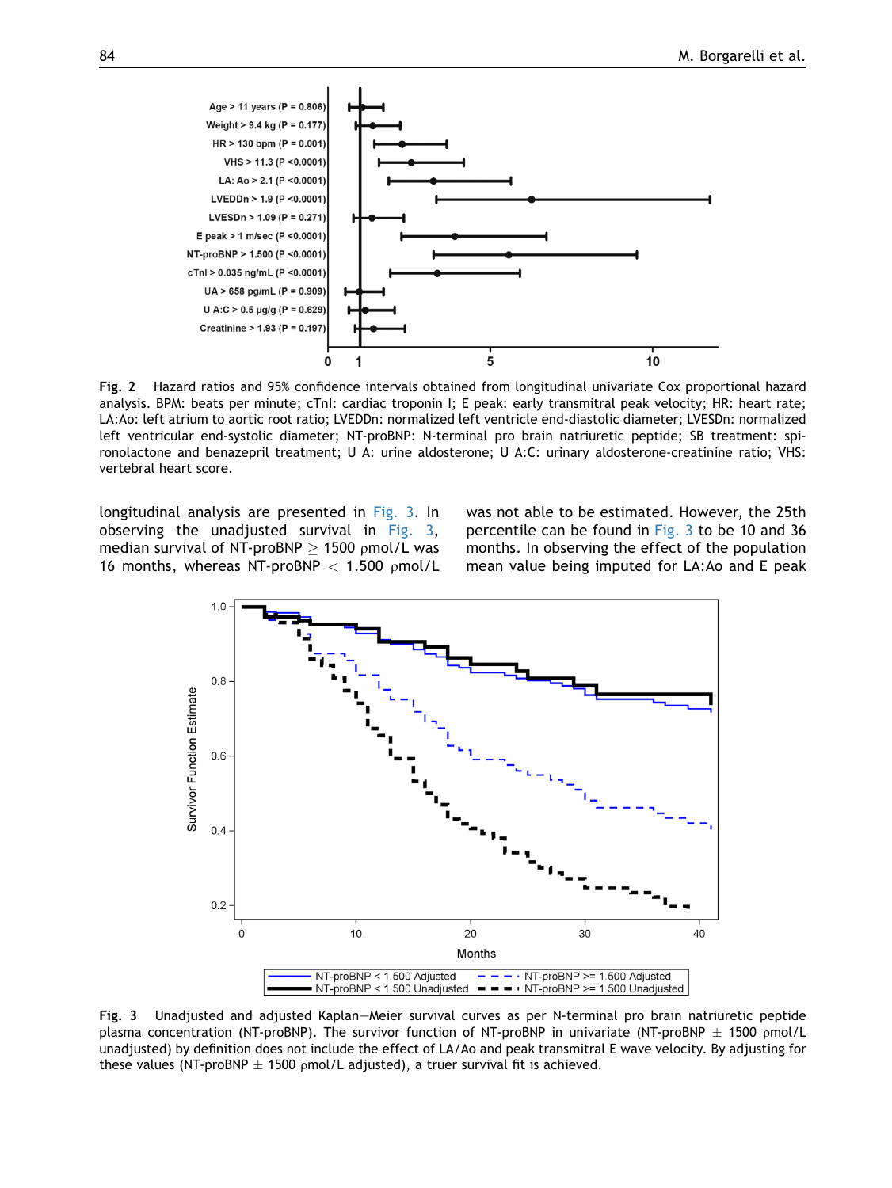**Fig. 2** Hazard ratios and 95% confidence intervals obtained from longitudinal univariate Cox proportional hazard analysis. BPM: beats per minute; cTnI: cardiac troponin I; E peak: early transmitral peak velocity; HR: heart rate; LA:Ao: left atrium to aortic root ratio; LVEDDn: normalized left ventricle end-diastolic diameter; LVESDn: normalized left ventricular end-systolic diameter; NT-proBNP: N-terminal pro brain natriuretic peptide; SB treatment: spironolactone and benazepril treatment; U A: urine aldosterone; U A:C: urinary aldosterone-creatinine ratio; VHS: vertebral heart score.

longitudinal analysis are presented in Fig. 3. In observing the unadjusted survival in Fig. 3, median survival of NT-proBNP $\geq$ 1500 ρmol/L was 16 months, whereas NT-proBNP $<$ 1.500 ρmol/L was not able to be estimated. However, the 25th percentile can be found in Fig. 3 to be 10 and 36 months. In observing the effect of the population mean value being imputed for LA:Ao and E peak

**Fig. 3** Unadjusted and adjusted Kaplan–Meier survival curves as per N-terminal pro brain natriuretic peptide plasma concentration (NT-proBNP). The survivor function of NT-proBNP in univariate (NT-proBNP ± 1500 ρmol/L unadjusted) by definition does not include the effect of LA/Ao and peak transmitral E wave velocity. By adjusting for these values (NT-proBNP ± 1500 ρmol/L adjusted), a truer survival fit is achieved.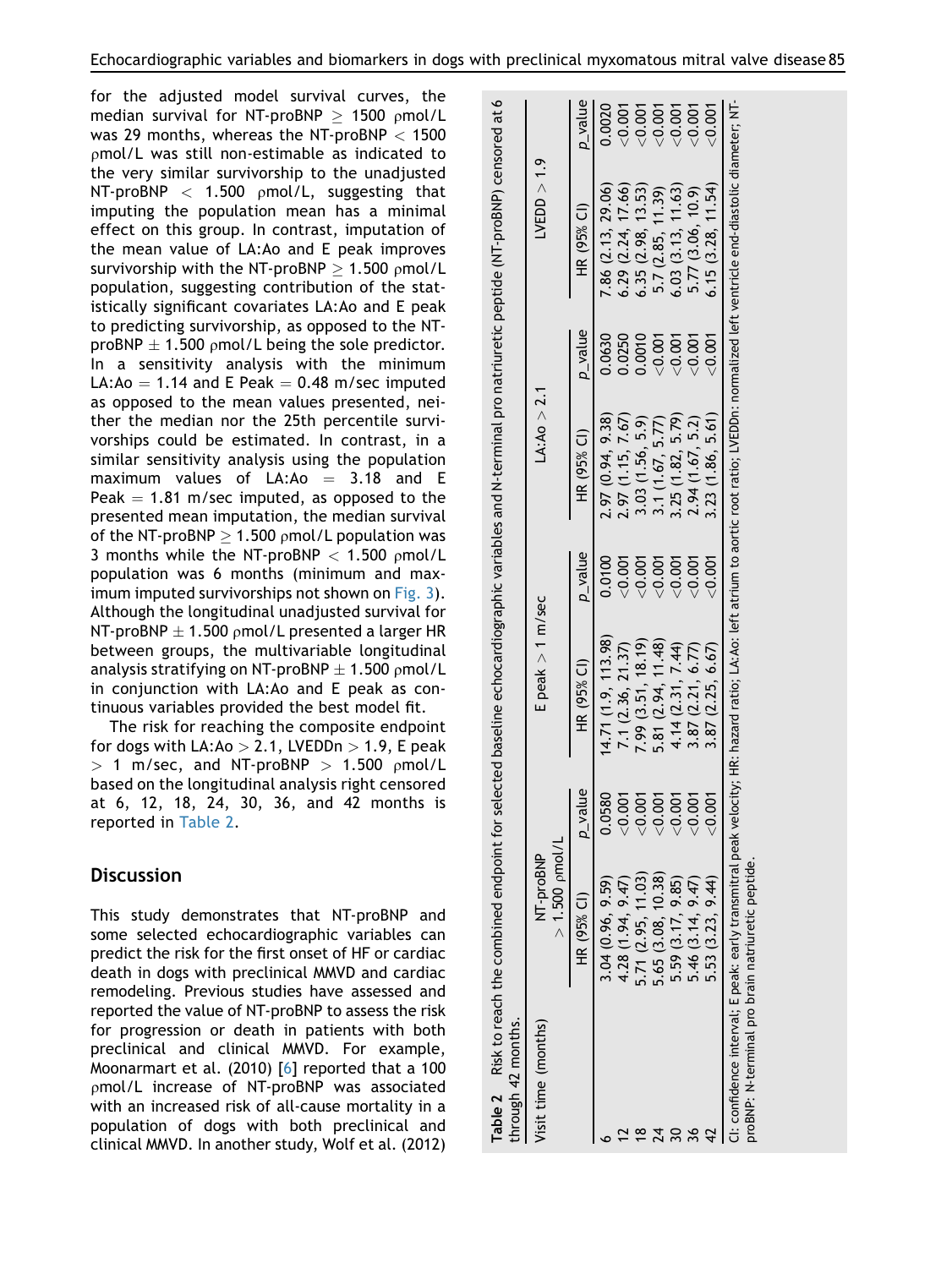for the adjusted model survival curves, the median survival for NT-proBNP $\geq$ 1500 ρmol/L was 29 months, whereas the NT-proBNP < 1500 ρmol/L was still non-estimable as indicated to the very similar survivorship to the unadjusted NT-proBNP < 1.500 ρmol/L, suggesting that imputing the population mean has a minimal effect on this group. In contrast, imputation of the mean value of LA:Ao and E peak improves survivorship with the NT-proBNP $\geq$ 1.500 ρmol/L population, suggesting contribution of the statistically significant covariates LA:Ao and E peak to predicting survivorship, as opposed to the NT-proBNP ± 1.500 ρmol/L being the sole predictor. In a sensitivity analysis with the minimum LA:Ao = 1.14 and E Peak = 0.48 m/sec imputed as opposed to the mean values presented, neither the median nor the 25th percentile survivorships could be estimated. In contrast, in a similar sensitivity analysis using the population maximum values of LA:Ao = 3.18 and E Peak = 1.81 m/sec imputed, as opposed to the presented mean imputation, the median survival of the NT-proBNP $\geq$ 1.500 ρmol/L population was 3 months while the NT-proBNP < 1.500 ρmol/L population was 6 months (minimum and maximum imputed survivorships not shown on Fig. 3). Although the longitudinal unadjusted survival for NT-proBNP ± 1.500 ρmol/L presented a larger HR between groups, the multivariable longitudinal analysis stratifying on NT-proBNP ± 1.500 ρmol/L in conjunction with LA:Ao and E peak as continuous variables provided the best model fit.

The risk for reaching the composite endpoint for dogs with LA:Ao > 2.1, LVEDDn > 1.9, E peak > 1 m/sec, and NT-proBNP > 1.500 ρmol/L based on the longitudinal analysis right censored at 6, 12, 18, 24, 30, 36, and 42 months is reported in Table 2.

**Table 2** Risk to reach the combined endpoint for selected baseline echocardiographic variables and N-terminal pro natriuretic peptide (NT-proBNP) censored at 6 through 42 months.

| Visit time (months) | NT-proBNP > 1.500 ρmol/L | | E peak > 1 m/sec | | LA:Ao > 2.1 | | LVEDD > 1.9 | |
|---|---|---|---|---|---|---|---|---|
| | HR (95% CI) | p_value | HR (95% CI) | p_value | HR (95% CI) | p_value | HR (95% CI) | p_value |
| 6 | 3.04 (0.96, 9.59) | 0.0580 | 14.71 (1.9, 113.98) | 0.0100 | 2.97 (0.94, 9.38) | 0.0630 | 7.86 (2.13, 29.06) | 0.0020 |
| 12 | 4.28 (1.94, 9.47) | <0.001 | 7.1 (2.36, 21.37) | <0.001 | 2.97 (1.15, 7.67) | 0.0250 | 6.29 (2.24, 17.66) | <0.001 |
| 18 | 5.71 (2.95, 11.03) | <0.001 | 7.99 (3.51, 18.19) | <0.001 | 3.03 (1.56, 5.9) | 0.0010 | 6.35 (2.98, 13.53) | <0.001 |
| 24 | 5.65 (3.08, 10.38) | <0.001 | 5.81 (2.94, 11.48) | <0.001 | 3.1 (1.67, 5.77) | <0.001 | 5.7 (2.85, 11.39) | <0.001 |
| 30 | 5.59 (3.17, 9.85) | <0.001 | 4.14 (2.31, 7.44) | <0.001 | 3.25 (1.82, 5.79) | <0.001 | 6.03 (3.13, 11.63) | <0.001 |
| 36 | 5.46 (3.14, 9.47) | <0.001 | 3.87 (2.21, 6.77) | <0.001 | 2.94 (1.67, 5.2) | <0.001 | 5.77 (3.06, 10.9) | <0.001 |
| 42 | 5.53 (3.23, 9.44) | <0.001 | 3.87 (2.25, 6.67) | <0.001 | 3.23 (1.86, 5.61) | <0.001 | 6.15 (3.28, 11.54) | <0.001 |

CI: confidence interval; E peak: early transmitral peak velocity; HR: hazard ratio; LA:Ao: left atrium to aortic root ratio; LVEDDn: normalized left ventricle end-diastolic diameter; NT-proBNP: N-terminal pro brain natriuretic peptide.

## Discussion

This study demonstrates that NT-proBNP and some selected echocardiographic variables can predict the risk for the first onset of HF or cardiac death in dogs with preclinical MMVD and cardiac remodeling. Previous studies have assessed and reported the value of NT-proBNP to assess the risk for progression or death in patients with both preclinical and clinical MMVD. For example, Moonarmart et al. (2010) [6] reported that a 100 ρmol/L increase of NT-proBNP was associated with an increased risk of all-cause mortality in a population of dogs with both preclinical and clinical MMVD. In another study, Wolf et al. (2012)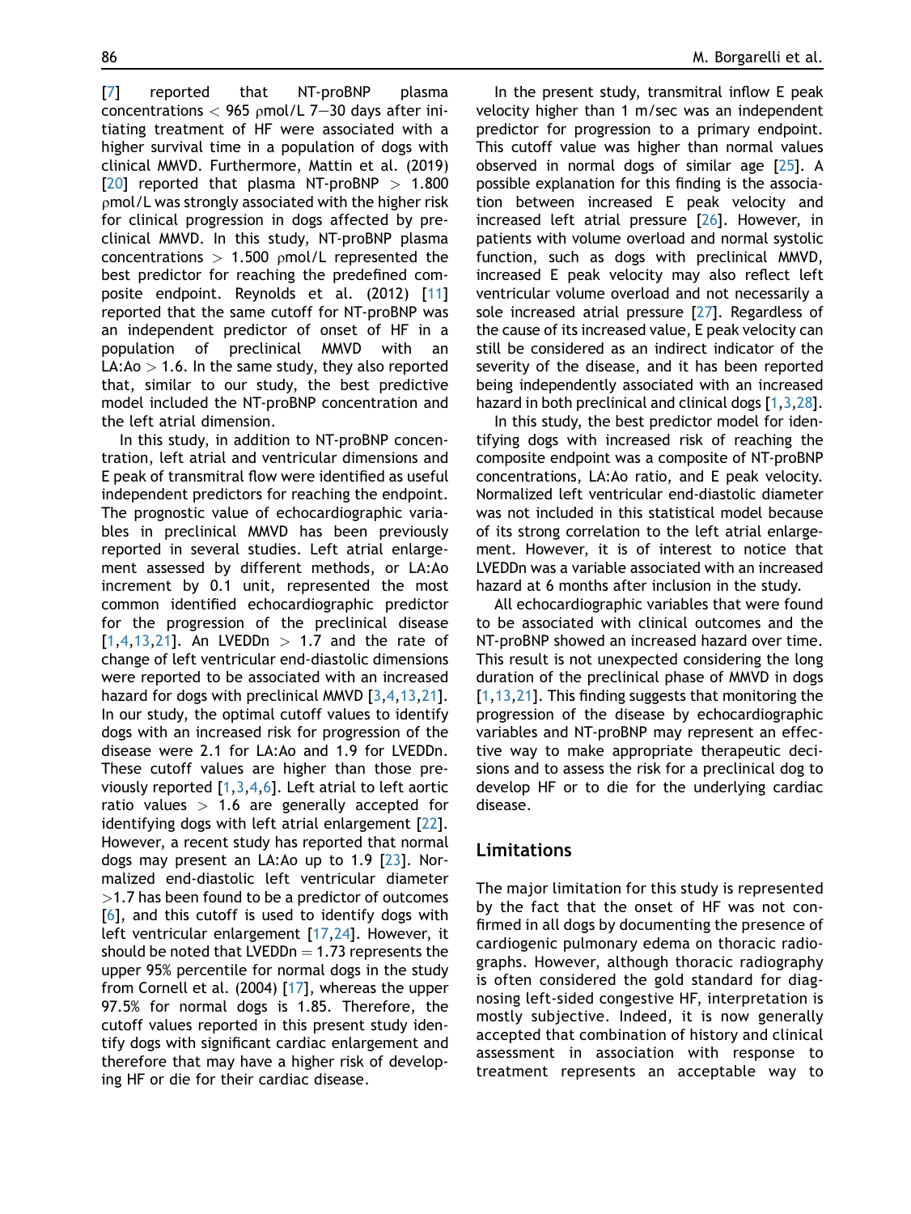[7] reported that NT-proBNP plasma concentrations < 965 ρmol/L 7–30 days after initiating treatment of HF were associated with a higher survival time in a population of dogs with clinical MMVD. Furthermore, Mattin et al. (2019) [20] reported that plasma NT-proBNP > 1.800 ρmol/L was strongly associated with the higher risk for clinical progression in dogs affected by preclinical MMVD. In this study, NT-proBNP plasma concentrations > 1.500 ρmol/L represented the best predictor for reaching the predefined composite endpoint. Reynolds et al. (2012) [11] reported that the same cutoff for NT-proBNP was an independent predictor of onset of HF in a population of preclinical MMVD with an LA:Ao > 1.6. In the same study, they also reported that, similar to our study, the best predictive model included the NT-proBNP concentration and the left atrial dimension.

In this study, in addition to NT-proBNP concentration, left atrial and ventricular dimensions and E peak of transmitral flow were identified as useful independent predictors for reaching the endpoint. The prognostic value of echocardiographic variables in preclinical MMVD has been previously reported in several studies. Left atrial enlargement assessed by different methods, or LA:Ao increment by 0.1 unit, represented the most common identified echocardiographic predictor for the progression of the preclinical disease [1,4,13,21]. An LVEDDn > 1.7 and the rate of change of left ventricular end-diastolic dimensions were reported to be associated with an increased hazard for dogs with preclinical MMVD [3,4,13,21]. In our study, the optimal cutoff values to identify dogs with an increased risk for progression of the disease were 2.1 for LA:Ao and 1.9 for LVEDDn. These cutoff values are higher than those previously reported [1,3,4,6]. Left atrial to left aortic ratio values > 1.6 are generally accepted for identifying dogs with left atrial enlargement [22]. However, a recent study has reported that normal dogs may present an LA:Ao up to 1.9 [23]. Normalized end-diastolic left ventricular diameter >1.7 has been found to be a predictor of outcomes [6], and this cutoff is used to identify dogs with left ventricular enlargement [17,24]. However, it should be noted that LVEDDn = 1.73 represents the upper 95% percentile for normal dogs in the study from Cornell et al. (2004) [17], whereas the upper 97.5% for normal dogs is 1.85. Therefore, the cutoff values reported in this present study identify dogs with significant cardiac enlargement and therefore that may have a higher risk of developing HF or die for their cardiac disease.

In the present study, transmitral inflow E peak velocity higher than 1 m/sec was an independent predictor for progression to a primary endpoint. This cutoff value was higher than normal values observed in normal dogs of similar age [25]. A possible explanation for this finding is the association between increased E peak velocity and increased left atrial pressure [26]. However, in patients with volume overload and normal systolic function, such as dogs with preclinical MMVD, increased E peak velocity may also reflect left ventricular volume overload and not necessarily a sole increased atrial pressure [27]. Regardless of the cause of its increased value, E peak velocity can still be considered as an indirect indicator of the severity of the disease, and it has been reported being independently associated with an increased hazard in both preclinical and clinical dogs [1,3,28].

In this study, the best predictor model for identifying dogs with increased risk of reaching the composite endpoint was a composite of NT-proBNP concentrations, LA:Ao ratio, and E peak velocity. Normalized left ventricular end-diastolic diameter was not included in this statistical model because of its strong correlation to the left atrial enlargement. However, it is of interest to notice that LVEDDn was a variable associated with an increased hazard at 6 months after inclusion in the study.

All echocardiographic variables that were found to be associated with clinical outcomes and the NT-proBNP showed an increased hazard over time. This result is not unexpected considering the long duration of the preclinical phase of MMVD in dogs [1,13,21]. This finding suggests that monitoring the progression of the disease by echocardiographic variables and NT-proBNP may represent an effective way to make appropriate therapeutic decisions and to assess the risk for a preclinical dog to develop HF or to die for the underlying cardiac disease.

## Limitations

The major limitation for this study is represented by the fact that the onset of HF was not confirmed in all dogs by documenting the presence of cardiogenic pulmonary edema on thoracic radiographs. However, although thoracic radiography is often considered the gold standard for diagnosing left-sided congestive HF, interpretation is mostly subjective. Indeed, it is now generally accepted that combination of history and clinical assessment in association with response to treatment represents an acceptable way to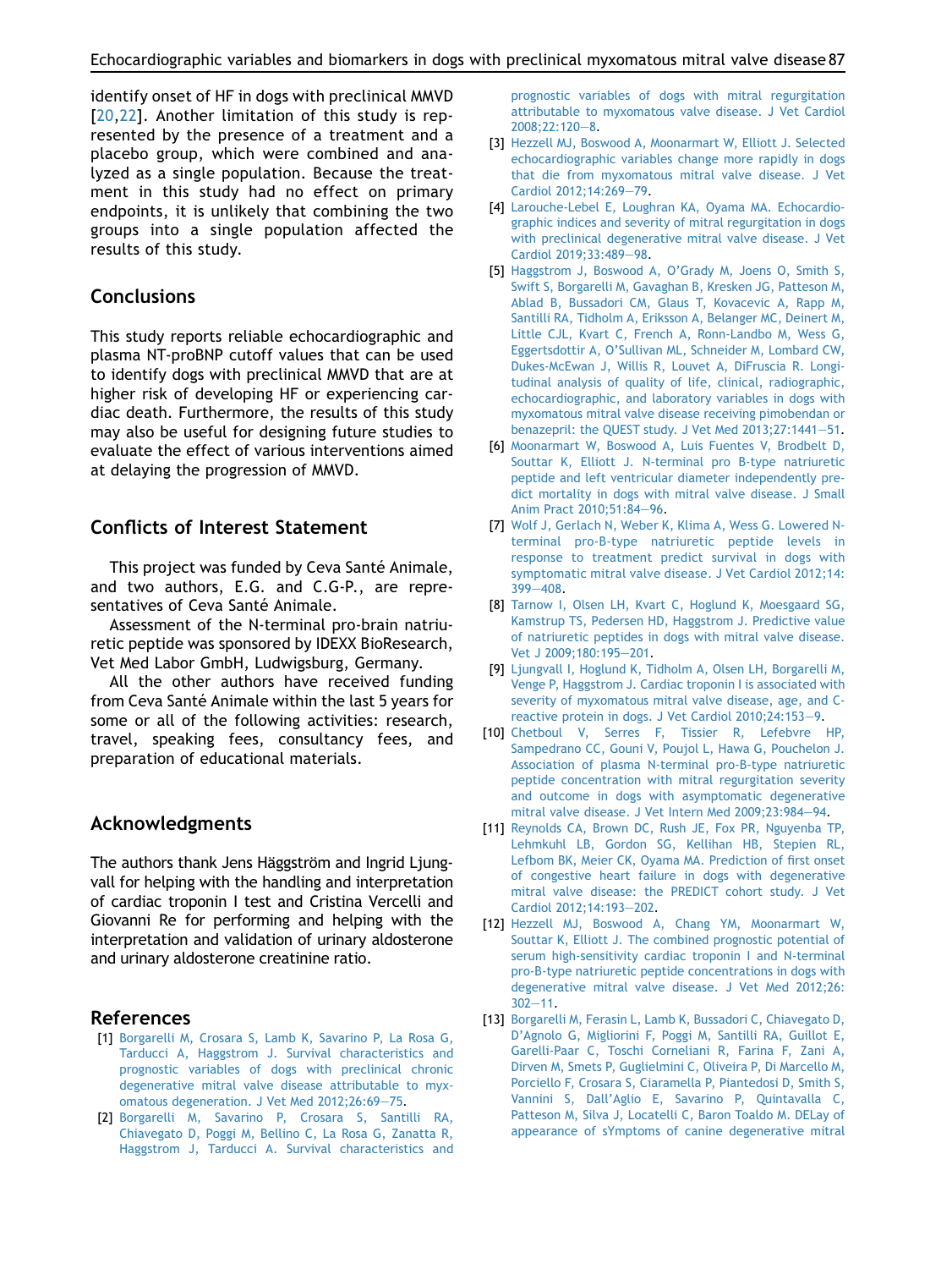identify onset of HF in dogs with preclinical MMVD [20,22]. Another limitation of this study is represented by the presence of a treatment and a placebo group, which were combined and analyzed as a single population. Because the treatment in this study had no effect on primary endpoints, it is unlikely that combining the two groups into a single population affected the results of this study.

## Conclusions

This study reports reliable echocardiographic and plasma NT-proBNP cutoff values that can be used to identify dogs with preclinical MMVD that are at higher risk of developing HF or experiencing cardiac death. Furthermore, the results of this study may also be useful for designing future studies to evaluate the effect of various interventions aimed at delaying the progression of MMVD.

## Conflicts of Interest Statement

This project was funded by Ceva Santé Animale, and two authors, E.G. and C.G-P., are representatives of Ceva Santé Animale.

Assessment of the N-terminal pro-brain natriuretic peptide was sponsored by IDEXX BioResearch, Vet Med Labor GmbH, Ludwigsburg, Germany.

All the other authors have received funding from Ceva Santé Animale within the last 5 years for some or all of the following activities: research, travel, speaking fees, consultancy fees, and preparation of educational materials.

## Acknowledgments

The authors thank Jens Häggström and Ingrid Ljungvall for helping with the handling and interpretation of cardiac troponin I test and Cristina Vercelli and Giovanni Re for performing and helping with the interpretation and validation of urinary aldosterone and urinary aldosterone creatinine ratio.

## References

[1] Borgarelli M, Crosara S, Lamb K, Savarino P, La Rosa G, Tarducci A, Haggstrom J. Survival characteristics and prognostic variables of dogs with preclinical chronic degenerative mitral valve disease attributable to myxomatous degeneration. J Vet Med 2012;26:69–75.

[2] Borgarelli M, Savarino P, Crosara S, Santilli RA, Chiavegato D, Poggi M, Bellino C, La Rosa G, Zanatta R, Haggstrom J, Tarducci A. Survival characteristics and prognostic variables of dogs with mitral regurgitation attributable to myxomatous valve disease. J Vet Cardiol 2008;22:120–8.

[3] Hezzell MJ, Boswood A, Moonarmart W, Elliott J. Selected echocardiographic variables change more rapidly in dogs that die from myxomatous mitral valve disease. J Vet Cardiol 2012;14:269–79.

[4] Larouche-Lebel E, Loughran KA, Oyama MA. Echocardiographic indices and severity of mitral regurgitation in dogs with preclinical degenerative mitral valve disease. J Vet Cardiol 2019;33:489–98.

[5] Haggstrom J, Boswood A, O'Grady M, Joens O, Smith S, Swift S, Borgarelli M, Gavaghan B, Kresken JG, Patteson M, Ablad B, Bussadori CM, Glaus T, Kovacevic A, Rapp M, Santilli RA, Tidholm A, Eriksson A, Belanger MC, Deinert M, Little CJL, Kvart C, French A, Ronn-Landbo M, Wess G, Eggertsdottir A, O'Sullivan ML, Schneider M, Lombard CW, Dukes-McEwan J, Willis R, Louvet A, DiFruscia R. Longitudinal analysis of quality of life, clinical, radiographic, echocardiographic, and laboratory variables in dogs with myxomatous mitral valve disease receiving pimobendan or benazepril: the QUEST study. J Vet Med 2013;27:1441–51.

[6] Moonarmart W, Boswood A, Luis Fuentes V, Brodbelt D, Souttar K, Elliott J. N-terminal pro B-type natriuretic peptide and left ventricular diameter independently predict mortality in dogs with mitral valve disease. J Small Anim Pract 2010;51:84–96.

[7] Wolf J, Gerlach N, Weber K, Klima A, Wess G. Lowered N-terminal pro-B-type natriuretic peptide levels in response to treatment predict survival in dogs with symptomatic mitral valve disease. J Vet Cardiol 2012;14:399–408.

[8] Tarnow I, Olsen LH, Kvart C, Hoglund K, Moesgaard SG, Kamstrup TS, Pedersen HD, Haggstrom J. Predictive value of natriuretic peptides in dogs with mitral valve disease. Vet J 2009;180:195–201.

[9] Ljungvall I, Hoglund K, Tidholm A, Olsen LH, Borgarelli M, Venge P, Haggstrom J. Cardiac troponin I is associated with severity of myxomatous mitral valve disease, age, and C-reactive protein in dogs. J Vet Cardiol 2010;24:153–9.

[10] Chetboul V, Serres F, Tissier R, Lefebvre HP, Sampedrano CC, Gouni V, Poujol L, Hawa G, Pouchelon J. Association of plasma N-terminal pro-B-type natriuretic peptide concentration with mitral regurgitation severity and outcome in dogs with asymptomatic degenerative mitral valve disease. J Vet Intern Med 2009;23:984–94.

[11] Reynolds CA, Brown DC, Rush JE, Fox PR, Nguyenba TP, Lehmkuhl LB, Gordon SG, Kellihan HB, Stepien RL, Lefbom BK, Meier CK, Oyama MA. Prediction of first onset of congestive heart failure in dogs with degenerative mitral valve disease: the PREDICT cohort study. J Vet Cardiol 2012;14:193–202.

[12] Hezzell MJ, Boswood A, Chang YM, Moonarmart W, Souttar K, Elliott J. The combined prognostic potential of serum high-sensitivity cardiac troponin I and N-terminal pro-B-type natriuretic peptide concentrations in dogs with degenerative mitral valve disease. J Vet Med 2012;26:302–11.

[13] Borgarelli M, Ferasin L, Lamb K, Bussadori C, Chiavegato D, D'Agnolo G, Migliorini F, Poggi M, Santilli RA, Guillot E, Garelli-Paar C, Toschi Corneliani R, Farina F, Zani A, Dirven M, Smets P, Guglielmini C, Oliveira P, Di Marcello M, Porciello F, Crosara S, Ciaramella P, Piantedosi D, Smith S, Vannini S, Dall'Aglio E, Savarino P, Quintavalla C, Patteson M, Silva J, Locatelli C, Baron Toaldo M. DELay of appearance of sYmptoms of canine degenerative mitral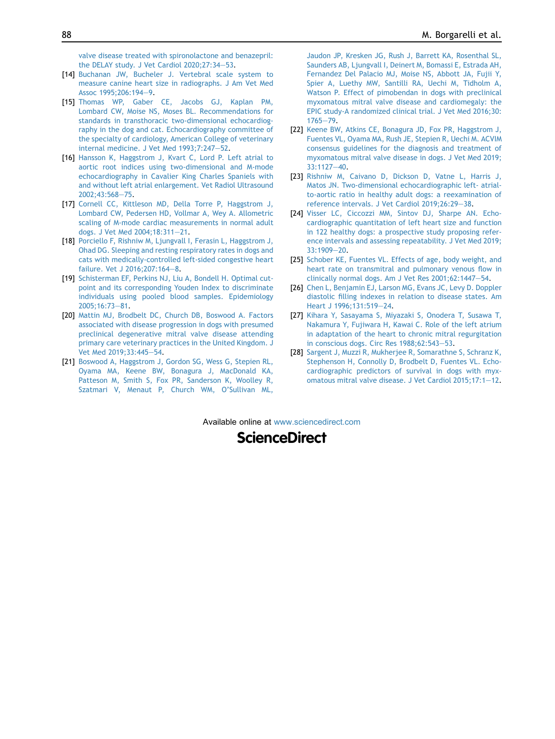valve disease treated with spironolactone and benazepril: the DELAY study. J Vet Cardiol 2020;27:34—53.

[14] Buchanan JW, Bucheler J. Vertebral scale system to measure canine heart size in radiographs. J Am Vet Med Assoc 1995;206:194—9.

[15] Thomas WP, Gaber CE, Jacobs GJ, Kaplan PM, Lombard CW, Moise NS, Moses BL. Recommendations for standards in transthoracic two-dimensional echocardiography in the dog and cat. Echocardiography committee of the specialty of cardiology, American College of veterinary internal medicine. J Vet Med 1993;7:247—52.

[16] Hansson K, Haggstrom J, Kvart C, Lord P. Left atrial to aortic root indices using two-dimensional and M-mode echocardiography in Cavalier King Charles Spaniels with and without left atrial enlargement. Vet Radiol Ultrasound 2002;43:568—75.

[17] Cornell CC, Kittleson MD, Della Torre P, Haggstrom J, Lombard CW, Pedersen HD, Vollmar A, Wey A. Allometric scaling of M-mode cardiac measurements in normal adult dogs. J Vet Med 2004;18:311—21.

[18] Porciello F, Rishniw M, Ljungvall I, Ferasin L, Haggstrom J, Ohad DG. Sleeping and resting respiratory rates in dogs and cats with medically-controlled left-sided congestive heart failure. Vet J 2016;207:164—8.

[19] Schisterman EF, Perkins NJ, Liu A, Bondell H. Optimal cut-point and its corresponding Youden Index to discriminate individuals using pooled blood samples. Epidemiology 2005;16:73—81.

[20] Mattin MJ, Brodbelt DC, Church DB, Boswood A. Factors associated with disease progression in dogs with presumed preclinical degenerative mitral valve disease attending primary care veterinary practices in the United Kingdom. J Vet Med 2019;33:445—54.

[21] Boswood A, Haggstrom J, Gordon SG, Wess G, Stepien RL, Oyama MA, Keene BW, Bonagura J, MacDonald KA, Patteson M, Smith S, Fox PR, Sanderson K, Woolley R, Szatmari V, Menaut P, Church WM, O'Sullivan ML, Jaudon JP, Kresken JG, Rush J, Barrett KA, Rosenthal SL, Saunders AB, Ljungvall I, Deinert M, Bomassi E, Estrada AH, Fernandez Del Palacio MJ, Moise NS, Abbott JA, Fujii Y, Spier A, Luethy MW, Santilli RA, Uechi M, Tidholm A, Watson P. Effect of pimobendan in dogs with preclinical myxomatous mitral valve disease and cardiomegaly: the EPIC study-A randomized clinical trial. J Vet Med 2016;30:1765—79.

[22] Keene BW, Atkins CE, Bonagura JD, Fox PR, Haggstrom J, Fuentes VL, Oyama MA, Rush JE, Stepien R, Uechi M. ACVIM consensus guidelines for the diagnosis and treatment of myxomatous mitral valve disease in dogs. J Vet Med 2019;33:1127—40.

[23] Rishniw M, Caivano D, Dickson D, Vatne L, Harris J, Matos JN. Two-dimensional echocardiographic left- atrial-to-aortic ratio in healthy adult dogs: a reexamination of reference intervals. J Vet Cardiol 2019;26:29—38.

[24] Visser LC, Ciccozzi MM, Sintov DJ, Sharpe AN. Echocardiographic quantitation of left heart size and function in 122 healthy dogs: a prospective study proposing reference intervals and assessing repeatability. J Vet Med 2019;33:1909—20.

[25] Schober KE, Fuentes VL. Effects of age, body weight, and heart rate on transmitral and pulmonary venous flow in clinically normal dogs. Am J Vet Res 2001;62:1447—54.

[26] Chen L, Benjamin EJ, Larson MG, Evans JC, Levy D. Doppler diastolic filling indexes in relation to disease states. Am Heart J 1996;131:519—24.

[27] Kihara Y, Sasayama S, Miyazaki S, Onodera T, Susawa T, Nakamura Y, Fujiwara H, Kawai C. Role of the left atrium in adaptation of the heart to chronic mitral regurgitation in conscious dogs. Circ Res 1988;62:543—53.

[28] Sargent J, Muzzi R, Mukherjee R, Somarathne S, Schranz K, Stephenson H, Connolly D, Brodbelt D, Fuentes VL. Echocardiographic predictors of survival in dogs with myxomatous mitral valve disease. J Vet Cardiol 2015;17:1—12.

Available online at www.sciencedirect.com

**ScienceDirect**